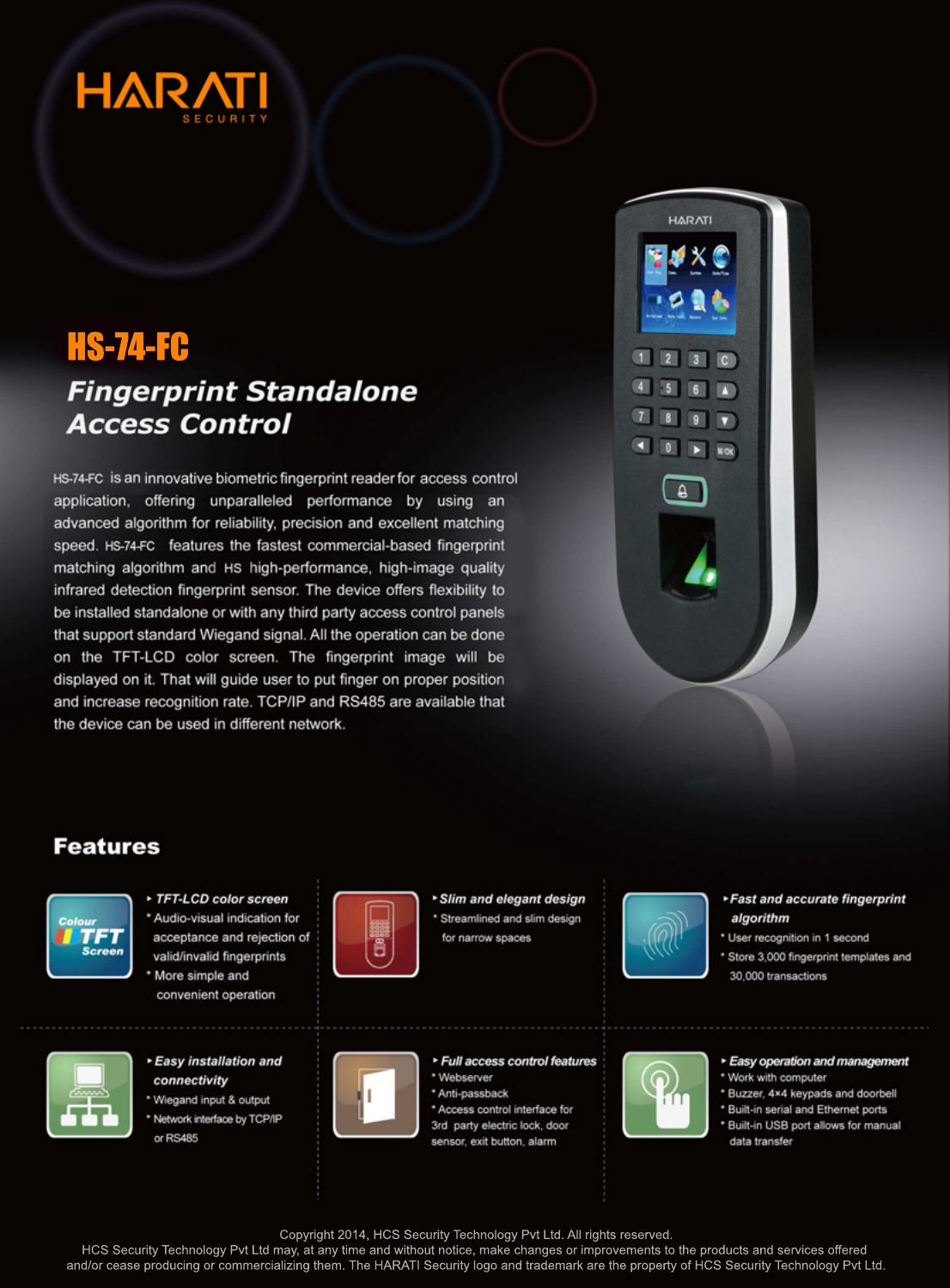# HARATI SECURITY

## HS-74-FC

### *Fingerprint Standalone Access Control*

HS-74-FC is an innovative biometric fingerprint reader for access control application, offering unparalleled performance by using an advanced algorithm for reliability, precision and excellent matching speed. HS-74-FC features the fastest commercial-based fingerprint matching algorithm and HS high-performance, high-image quality infrared detection fingerprint sensor. The device offers flexibility to be installed standalone or with any third party access control panels that support standard Wiegand signal. All the operation can be done on the TFT-LCD color screen. The fingerprint image will be displayed on it. That will guide user to put finger on proper position and increase recognition rate. TCP/IP and RS485 are available that the device can be used in different network.

## Features

**TFT-LCD color screen**
- Audio-visual indication for acceptance and rejection of valid/invalid fingerprints
- More simple and convenient operation

**Slim and elegant design**
- Streamlined and slim design for narrow spaces

**Fast and accurate fingerprint algorithm**
- User recognition in 1 second
- Store 3,000 fingerprint templates and 30,000 transactions

**Easy installation and connectivity**
- Wiegand input & output
- Network interface by TCP/IP or RS485

**Full access control features**
- Webserver
- Anti-passback
- Access control interface for 3rd party electric lock, door sensor, exit button, alarm

**Easy operation and management**
- Work with computer
- Buzzer, 4×4 keypads and doorbell
- Built-in serial and Ethernet ports
- Built-in USB port allows for manual data transfer

Copyright 2014, HCS Security Technology Pvt Ltd. All rights reserved.
HCS Security Technology Pvt Ltd may, at any time and without notice, make changes or improvements to the products and services offered and/or cease producing or commercializing them. The HARATI Security logo and trademark are the property of HCS Security Technology Pvt Ltd.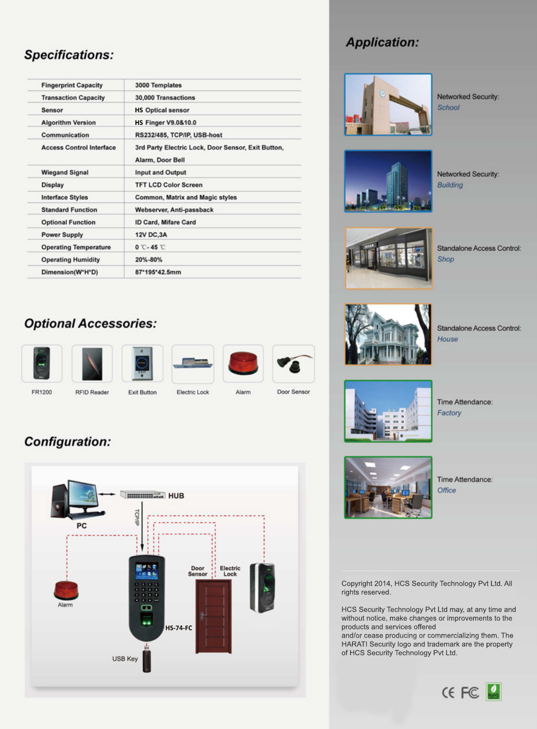## Specifications:

| | |
|---|---|
| Fingerprint Capacity | 3000 Templates |
| Transaction Capacity | 30,000 Transactions |
| Sensor | HS Optical sensor |
| Algorithm Version | HS Finger V9.0&10.0 |
| Communication | RS232/485, TCP/IP, USB-host |
| Access Control Interface | 3rd Party Electric Lock, Door Sensor, Exit Button, Alarm, Door Bell |
| Wiegand Signal | Input and Output |
| Display | TFT LCD Color Screen |
| Interface Styles | Common, Matrix and Magic styles |
| Standard Function | Webserver, Anti-passback |
| Optional Function | ID Card, Mifare Card |
| Power Supply | 12V DC,3A |
| Operating Temperature | 0 ℃- 45 ℃ |
| Operating Humidity | 20%-80% |
| Dimension(W*H*D) | 87*195*42.5mm |

## Optional Accessories:

FR1200

RFID Reader

Exit Button

Electric Lock

Alarm

Door Sensor

## Configuration:

HUB

PC

TCP/IP

Door Sensor

Electric Lock

Alarm

HS-74-FC

USB Key

## Application:

Networked Security: *School*

Networked Security: *Building*

Standalone Access Control: *Shop*

Standalone Access Control: *House*

Time Attendance: *Factory*

Time Attendance: *Office*

Copyright 2014, HCS Security Technology Pvt Ltd. All rights reserved.

HCS Security Technology Pvt Ltd may, at any time and without notice, make changes or improvements to the products and services offered and/or cease producing or commercializing them. The HARATI Security logo and trademark are the property of HCS Security Technology Pvt Ltd.